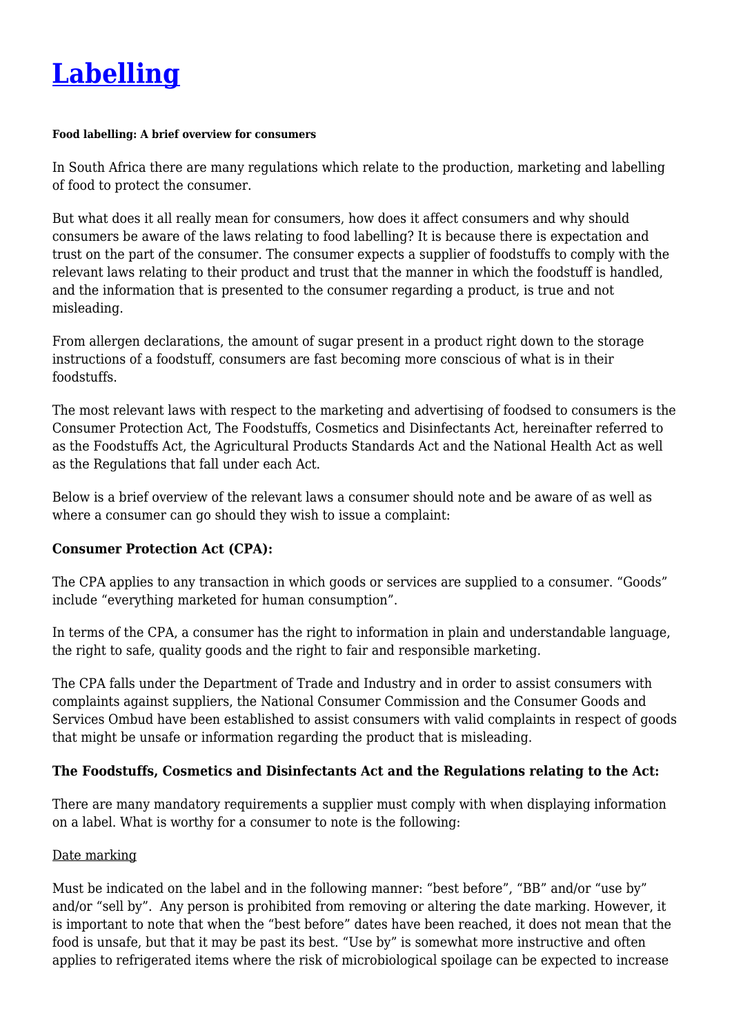# [Labelling]

###### Food labelling: A brief overview for consumers

In South Africa there are many regulations which relate to the production, marketing and labelling of food to protect the consumer.

But what does it all really mean for consumers, how does it affect consumers and why should consumers be aware of the laws relating to food labelling? It is because there is expectation and trust on the part of the consumer. The consumer expects a supplier of foodstuffs to comply with the relevant laws relating to their product and trust that the manner in which the foodstuff is handled, and the information that is presented to the consumer regarding a product, is true and not misleading.

From allergen declarations, the amount of sugar present in a product right down to the storage instructions of a foodstuff, consumers are fast becoming more conscious of what is in their foodstuffs.

The most relevant laws with respect to the marketing and advertising of foodsed to consumers is the Consumer Protection Act, The Foodstuffs, Cosmetics and Disinfectants Act, hereinafter referred to as the Foodstuffs Act, the Agricultural Products Standards Act and the National Health Act as well as the Regulations that fall under each Act.

Below is a brief overview of the relevant laws a consumer should note and be aware of as well as where a consumer can go should they wish to issue a complaint:

**Consumer Protection Act (CPA):**

The CPA applies to any transaction in which goods or services are supplied to a consumer. "Goods" include "everything marketed for human consumption".

In terms of the CPA, a consumer has the right to information in plain and understandable language, the right to safe, quality goods and the right to fair and responsible marketing.

The CPA falls under the Department of Trade and Industry and in order to assist consumers with complaints against suppliers, the National Consumer Commission and the Consumer Goods and Services Ombud have been established to assist consumers with valid complaints in respect of goods that might be unsafe or information regarding the product that is misleading.

**The Foodstuffs, Cosmetics and Disinfectants Act and the Regulations relating to the Act:**

There are many mandatory requirements a supplier must comply with when displaying information on a label. What is worthy for a consumer to note is the following:

<u>Date marking</u>

Must be indicated on the label and in the following manner: "best before", "BB" and/or "use by" and/or "sell by". Any person is prohibited from removing or altering the date marking. However, it is important to note that when the "best before" dates have been reached, it does not mean that the food is unsafe, but that it may be past its best. "Use by" is somewhat more instructive and often applies to refrigerated items where the risk of microbiological spoilage can be expected to increase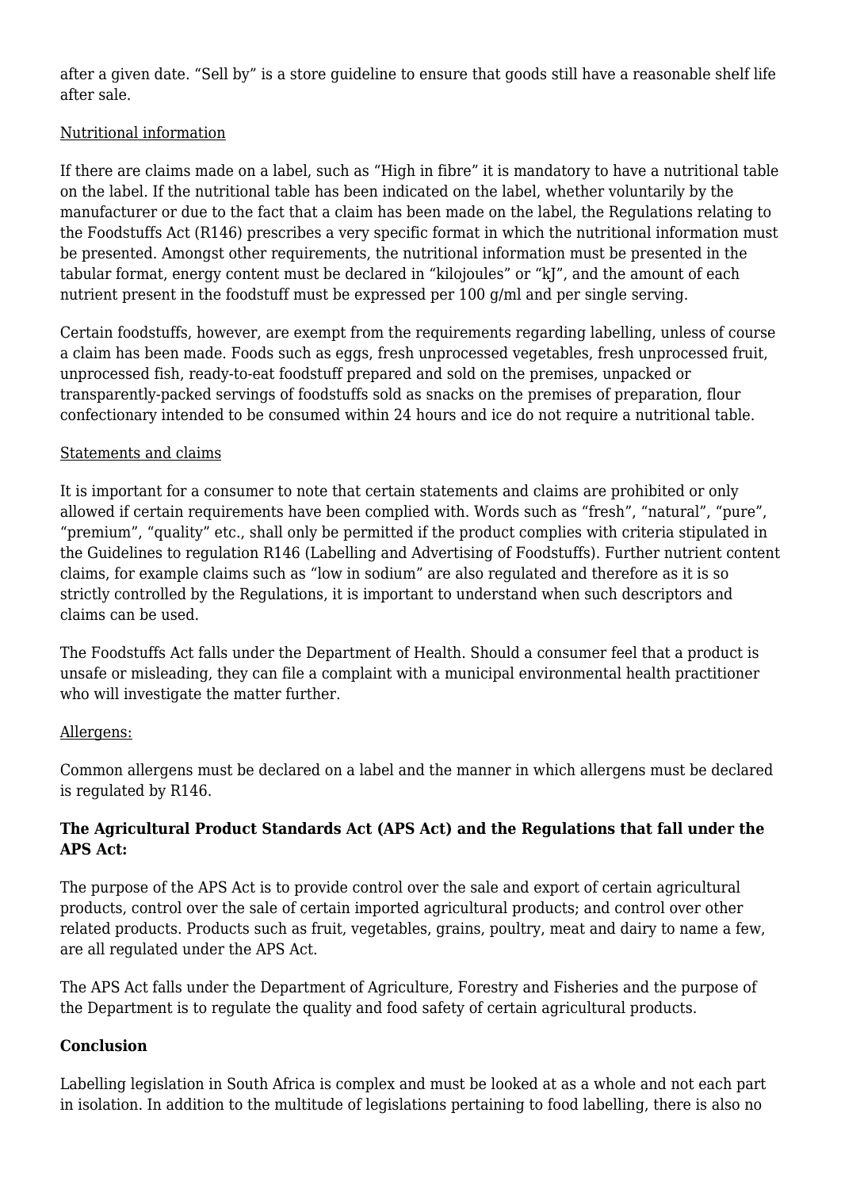after a given date. "Sell by" is a store guideline to ensure that goods still have a reasonable shelf life after sale.

<u>Nutritional information</u>

If there are claims made on a label, such as "High in fibre" it is mandatory to have a nutritional table on the label. If the nutritional table has been indicated on the label, whether voluntarily by the manufacturer or due to the fact that a claim has been made on the label, the Regulations relating to the Foodstuffs Act (R146) prescribes a very specific format in which the nutritional information must be presented. Amongst other requirements, the nutritional information must be presented in the tabular format, energy content must be declared in "kilojoules" or "kJ", and the amount of each nutrient present in the foodstuff must be expressed per 100 g/ml and per single serving.

Certain foodstuffs, however, are exempt from the requirements regarding labelling, unless of course a claim has been made. Foods such as eggs, fresh unprocessed vegetables, fresh unprocessed fruit, unprocessed fish, ready-to-eat foodstuff prepared and sold on the premises, unpacked or transparently-packed servings of foodstuffs sold as snacks on the premises of preparation, flour confectionary intended to be consumed within 24 hours and ice do not require a nutritional table.

<u>Statements and claims</u>

It is important for a consumer to note that certain statements and claims are prohibited or only allowed if certain requirements have been complied with. Words such as "fresh", "natural", "pure", "premium", "quality" etc., shall only be permitted if the product complies with criteria stipulated in the Guidelines to regulation R146 (Labelling and Advertising of Foodstuffs). Further nutrient content claims, for example claims such as "low in sodium" are also regulated and therefore as it is so strictly controlled by the Regulations, it is important to understand when such descriptors and claims can be used.

The Foodstuffs Act falls under the Department of Health. Should a consumer feel that a product is unsafe or misleading, they can file a complaint with a municipal environmental health practitioner who will investigate the matter further.

<u>Allergens:</u>

Common allergens must be declared on a label and the manner in which allergens must be declared is regulated by R146.

**The Agricultural Product Standards Act (APS Act) and the Regulations that fall under the APS Act:**

The purpose of the APS Act is to provide control over the sale and export of certain agricultural products, control over the sale of certain imported agricultural products; and control over other related products. Products such as fruit, vegetables, grains, poultry, meat and dairy to name a few, are all regulated under the APS Act.

The APS Act falls under the Department of Agriculture, Forestry and Fisheries and the purpose of the Department is to regulate the quality and food safety of certain agricultural products.

**Conclusion**

Labelling legislation in South Africa is complex and must be looked at as a whole and not each part in isolation. In addition to the multitude of legislations pertaining to food labelling, there is also no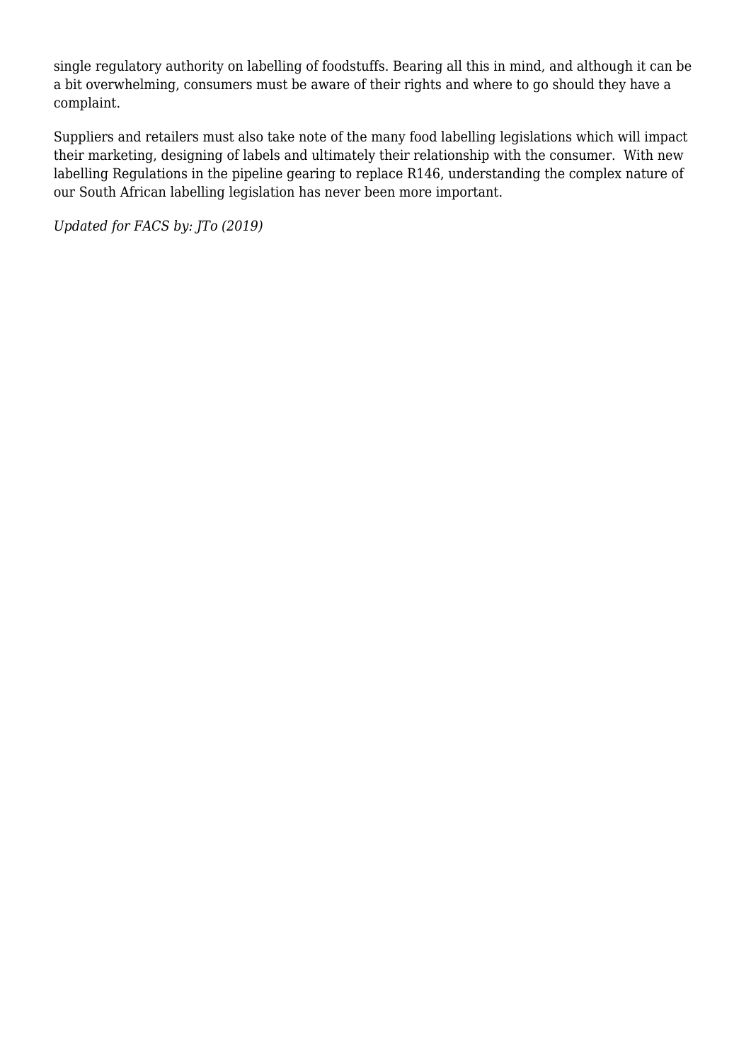single regulatory authority on labelling of foodstuffs. Bearing all this in mind, and although it can be a bit overwhelming, consumers must be aware of their rights and where to go should they have a complaint.

Suppliers and retailers must also take note of the many food labelling legislations which will impact their marketing, designing of labels and ultimately their relationship with the consumer.  With new labelling Regulations in the pipeline gearing to replace R146, understanding the complex nature of our South African labelling legislation has never been more important.

*Updated for FACS by: JTo (2019)*